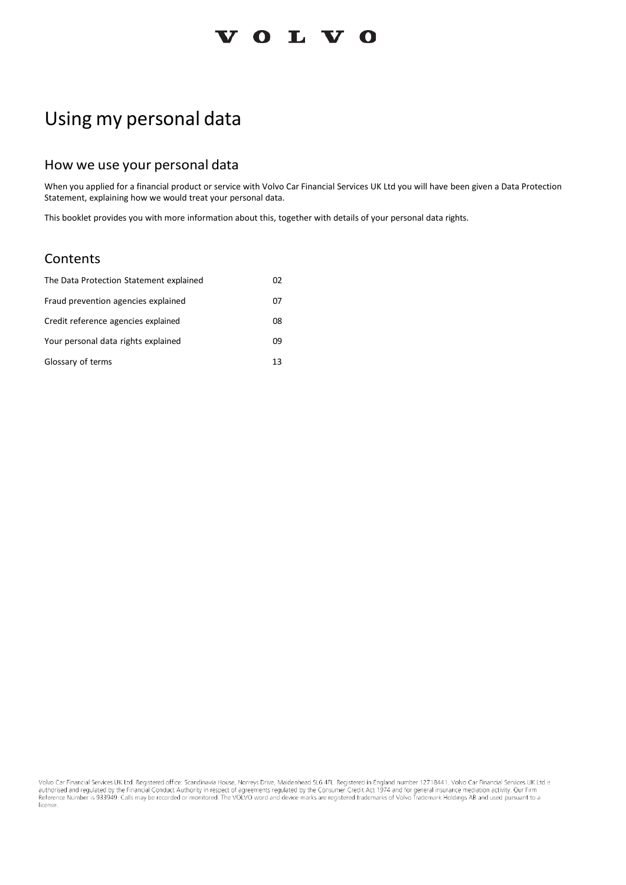VOLVO

# Using my personal data

## How we use your personal data

When you applied for a financial product or service with Volvo Car Financial Services UK Ltd you will have been given a Data Protection Statement, explaining how we would treat your personal data.

This booklet provides you with more information about this, together with details of your personal data rights.

## Contents

| | |
|---|---|
| The Data Protection Statement explained | 02 |
| Fraud prevention agencies explained | 07 |
| Credit reference agencies explained | 08 |
| Your personal data rights explained | 09 |
| Glossary of terms | 13 |

Volvo Car Financial Services UK Ltd. Registered office: Scandinavia House, Norreys Drive, Maidenhead SL6 4FL. Registered in England number 12718441. Volvo Car Financial Services UK Ltd is authorised and regulated by the Financial Conduct Authority in respect of agreements regulated by the Consumer Credit Act 1974 and for general insurance mediation activity. Our Firm Reference Number is 933949. Calls may be recorded or monitored. The VOLVO word and device marks are registered trademarks of Volvo Trademark Holdings AB and used pursuant to a license.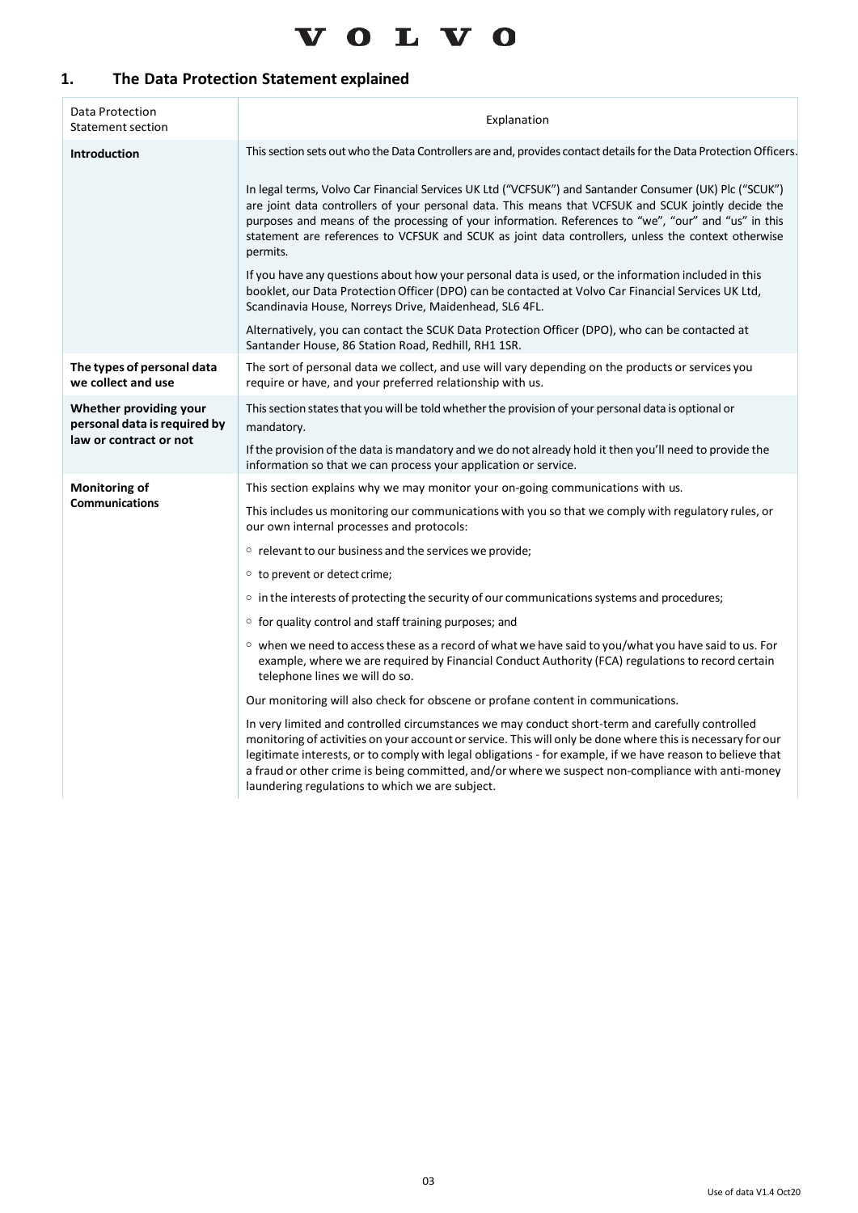## 1. The Data Protection Statement explained

| Data Protection Statement section | Explanation |
|---|---|
| **Introduction** | This section sets out who the Data Controllers are and, provides contact details for the Data Protection Officers.<br><br>In legal terms, Volvo Car Financial Services UK Ltd ("VCFSUK") and Santander Consumer (UK) Plc ("SCUK") are joint data controllers of your personal data. This means that VCFSUK and SCUK jointly decide the purposes and means of the processing of your information. References to "we", "our" and "us" in this statement are references to VCFSUK and SCUK as joint data controllers, unless the context otherwise permits.<br><br>If you have any questions about how your personal data is used, or the information included in this booklet, our Data Protection Officer (DPO) can be contacted at Volvo Car Financial Services UK Ltd, Scandinavia House, Norreys Drive, Maidenhead, SL6 4FL.<br><br>Alternatively, you can contact the SCUK Data Protection Officer (DPO), who can be contacted at Santander House, 86 Station Road, Redhill, RH1 1SR. |
| **The types of personal data we collect and use** | The sort of personal data we collect, and use will vary depending on the products or services you require or have, and your preferred relationship with us. |
| **Whether providing your personal data is required by law or contract or not** | This section states that you will be told whether the provision of your personal data is optional or mandatory.<br><br>If the provision of the data is mandatory and we do not already hold it then you'll need to provide the information so that we can process your application or service. |
| **Monitoring of Communications** | This section explains why we may monitor your on-going communications with us.<br><br>This includes us monitoring our communications with you so that we comply with regulatory rules, or our own internal processes and protocols:<br><br>◦ relevant to our business and the services we provide;<br>◦ to prevent or detect crime;<br>◦ in the interests of protecting the security of our communications systems and procedures;<br>◦ for quality control and staff training purposes; and<br>◦ when we need to access these as a record of what we have said to you/what you have said to us. For example, where we are required by Financial Conduct Authority (FCA) regulations to record certain telephone lines we will do so.<br><br>Our monitoring will also check for obscene or profane content in communications.<br><br>In very limited and controlled circumstances we may conduct short-term and carefully controlled monitoring of activities on your account or service. This will only be done where this is necessary for our legitimate interests, or to comply with legal obligations - for example, if we have reason to believe that a fraud or other crime is being committed, and/or where we suspect non-compliance with anti-money laundering regulations to which we are subject. |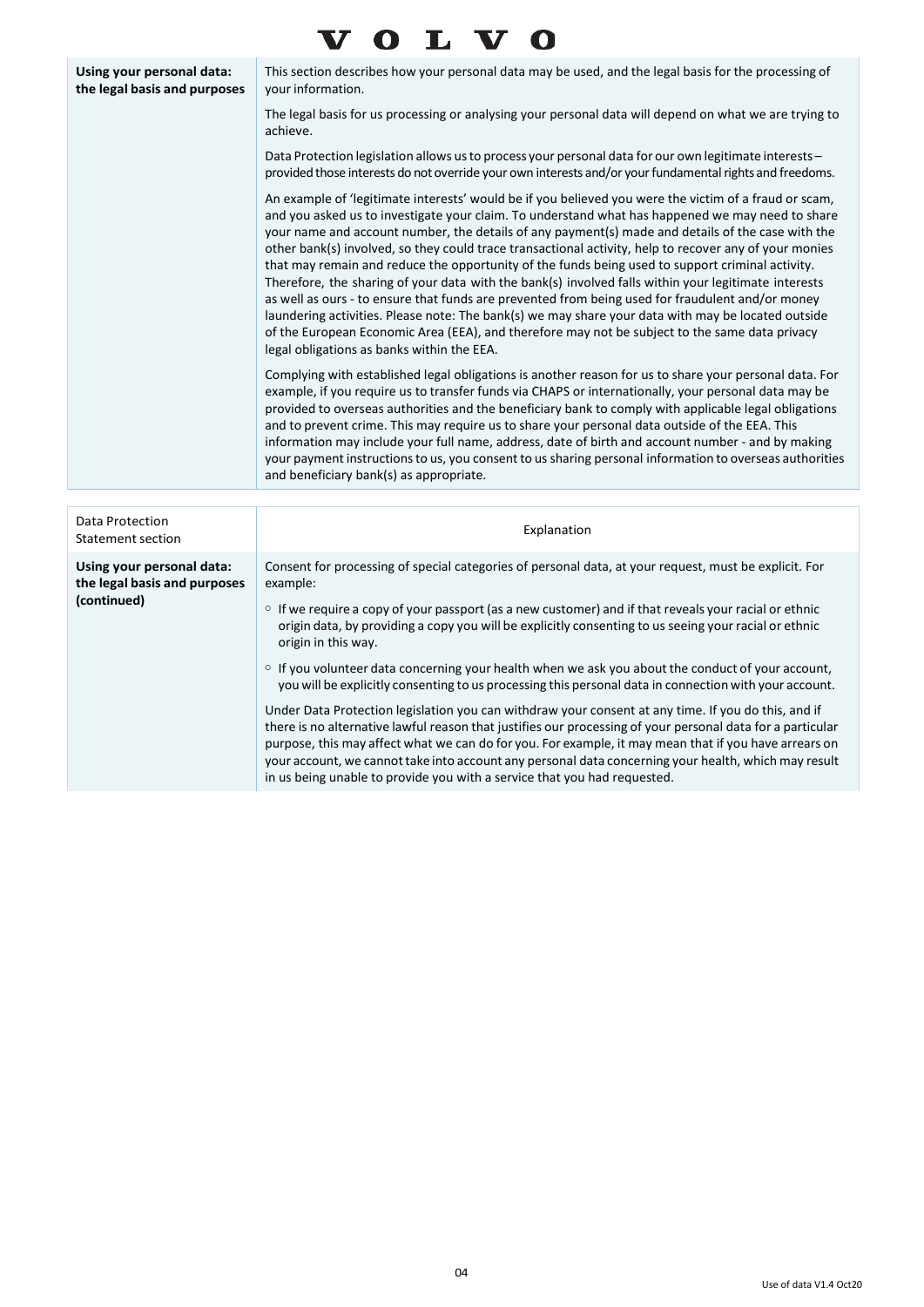| | |
|---|---|
| **Using your personal data: the legal basis and purposes** | This section describes how your personal data may be used, and the legal basis for the processing of your information.<br><br>The legal basis for us processing or analysing your personal data will depend on what we are trying to achieve.<br><br>Data Protection legislation allows us to process your personal data for our own legitimate interests – provided those interests do not override your own interests and/or your fundamental rights and freedoms.<br><br>An example of 'legitimate interests' would be if you believed you were the victim of a fraud or scam, and you asked us to investigate your claim. To understand what has happened we may need to share your name and account number, the details of any payment(s) made and details of the case with the other bank(s) involved, so they could trace transactional activity, help to recover any of your monies that may remain and reduce the opportunity of the funds being used to support criminal activity. Therefore, the sharing of your data with the bank(s) involved falls within your legitimate interests as well as ours - to ensure that funds are prevented from being used for fraudulent and/or money laundering activities. Please note: The bank(s) we may share your data with may be located outside of the European Economic Area (EEA), and therefore may not be subject to the same data privacy legal obligations as banks within the EEA.<br><br>Complying with established legal obligations is another reason for us to share your personal data. For example, if you require us to transfer funds via CHAPS or internationally, your personal data may be provided to overseas authorities and the beneficiary bank to comply with applicable legal obligations and to prevent crime. This may require us to share your personal data outside of the EEA. This information may include your full name, address, date of birth and account number - and by making your payment instructions to us, you consent to us sharing personal information to overseas authorities and beneficiary bank(s) as appropriate. |

| Data Protection Statement section | Explanation |
|---|---|
| **Using your personal data: the legal basis and purposes (continued)** | Consent for processing of special categories of personal data, at your request, must be explicit. For example:<br><br>◦ If we require a copy of your passport (as a new customer) and if that reveals your racial or ethnic origin data, by providing a copy you will be explicitly consenting to us seeing your racial or ethnic origin in this way.<br><br>◦ If you volunteer data concerning your health when we ask you about the conduct of your account, you will be explicitly consenting to us processing this personal data in connection with your account.<br><br>Under Data Protection legislation you can withdraw your consent at any time. If you do this, and if there is no alternative lawful reason that justifies our processing of your personal data for a particular purpose, this may affect what we can do for you. For example, it may mean that if you have arrears on your account, we cannot take into account any personal data concerning your health, which may result in us being unable to provide you with a service that you had requested. |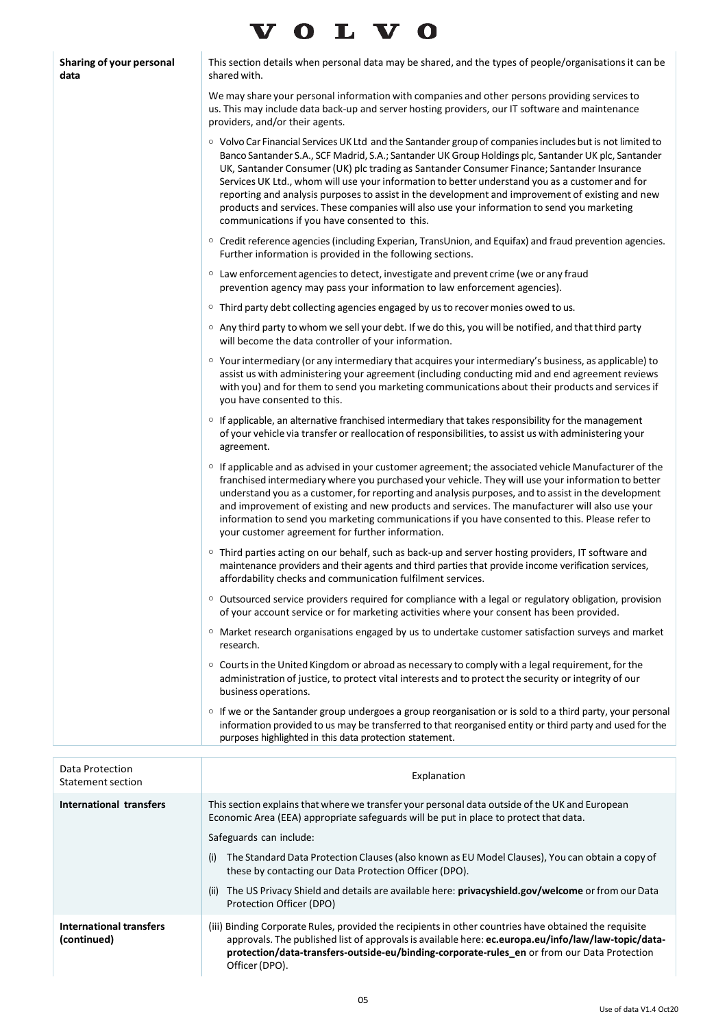| | |
|---|---|
| **Sharing of your personal data** | This section details when personal data may be shared, and the types of people/organisations it can be shared with.<br><br>We may share your personal information with companies and other persons providing services to us. This may include data back-up and server hosting providers, our IT software and maintenance providers, and/or their agents.<br><br>◦ Volvo Car Financial Services UK Ltd and the Santander group of companies includes but is not limited to Banco Santander S.A., SCF Madrid, S.A.; Santander UK Group Holdings plc, Santander UK plc, Santander UK, Santander Consumer (UK) plc trading as Santander Consumer Finance; Santander Insurance Services UK Ltd., whom will use your information to better understand you as a customer and for reporting and analysis purposes to assist in the development and improvement of existing and new products and services. These companies will also use your information to send you marketing communications if you have consented to this.<br><br>◦ Credit reference agencies (including Experian, TransUnion, and Equifax) and fraud prevention agencies. Further information is provided in the following sections.<br><br>◦ Law enforcement agencies to detect, investigate and prevent crime (we or any fraud prevention agency may pass your information to law enforcement agencies).<br><br>◦ Third party debt collecting agencies engaged by us to recover monies owed to us.<br><br>◦ Any third party to whom we sell your debt. If we do this, you will be notified, and that third party will become the data controller of your information.<br><br>◦ Your intermediary (or any intermediary that acquires your intermediary's business, as applicable) to assist us with administering your agreement (including conducting mid and end agreement reviews with you) and for them to send you marketing communications about their products and services if you have consented to this.<br><br>◦ If applicable, an alternative franchised intermediary that takes responsibility for the management of your vehicle via transfer or reallocation of responsibilities, to assist us with administering your agreement.<br><br>◦ If applicable and as advised in your customer agreement; the associated vehicle Manufacturer of the franchised intermediary where you purchased your vehicle. They will use your information to better understand you as a customer, for reporting and analysis purposes, and to assist in the development and improvement of existing and new products and services. The manufacturer will also use your information to send you marketing communications if you have consented to this. Please refer to your customer agreement for further information.<br><br>◦ Third parties acting on our behalf, such as back-up and server hosting providers, IT software and maintenance providers and their agents and third parties that provide income verification services, affordability checks and communication fulfilment services.<br><br>◦ Outsourced service providers required for compliance with a legal or regulatory obligation, provision of your account service or for marketing activities where your consent has been provided.<br><br>◦ Market research organisations engaged by us to undertake customer satisfaction surveys and market research.<br><br>◦ Courts in the United Kingdom or abroad as necessary to comply with a legal requirement, for the administration of justice, to protect vital interests and to protect the security or integrity of our business operations.<br><br>◦ If we or the Santander group undergoes a group reorganisation or is sold to a third party, your personal information provided to us may be transferred to that reorganised entity or third party and used for the purposes highlighted in this data protection statement. |

| Data Protection Statement section | Explanation |
|---|---|
| **International transfers** | This section explains that where we transfer your personal data outside of the UK and European Economic Area (EEA) appropriate safeguards will be put in place to protect that data.<br><br>Safeguards can include:<br><br>(i) The Standard Data Protection Clauses (also known as EU Model Clauses), You can obtain a copy of these by contacting our Data Protection Officer (DPO).<br><br>(ii) The US Privacy Shield and details are available here: **privacyshield.gov/welcome** or from our Data Protection Officer (DPO) |
| **International transfers (continued)** | (iii) Binding Corporate Rules, provided the recipients in other countries have obtained the requisite approvals. The published list of approvals is available here: **ec.europa.eu/info/law/law-topic/data-protection/data-transfers-outside-eu/binding-corporate-rules_en** or from our Data Protection Officer (DPO). |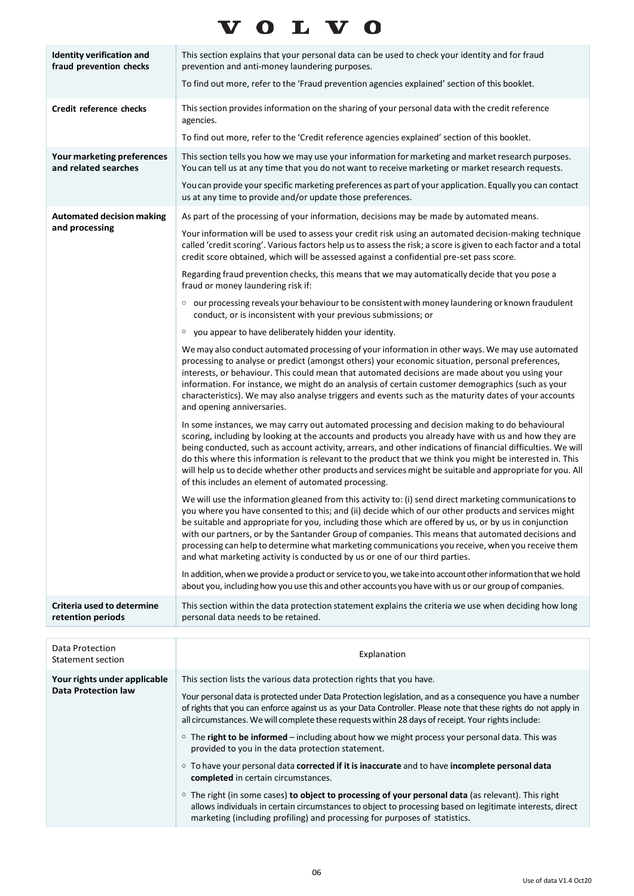| | |
|---|---|
| **Identity verification and fraud prevention checks** | This section explains that your personal data can be used to check your identity and for fraud prevention and anti-money laundering purposes.<br><br>To find out more, refer to the 'Fraud prevention agencies explained' section of this booklet. |
| **Credit reference checks** | This section provides information on the sharing of your personal data with the credit reference agencies.<br><br>To find out more, refer to the 'Credit reference agencies explained' section of this booklet. |
| **Your marketing preferences and related searches** | This section tells you how we may use your information for marketing and market research purposes. You can tell us at any time that you do not want to receive marketing or market research requests.<br><br>You can provide your specific marketing preferences as part of your application. Equally you can contact us at any time to provide and/or update those preferences. |
| **Automated decision making and processing** | As part of the processing of your information, decisions may be made by automated means.<br><br>Your information will be used to assess your credit risk using an automated decision-making technique called 'credit scoring'. Various factors help us to assess the risk; a score is given to each factor and a total credit score obtained, which will be assessed against a confidential pre-set pass score.<br><br>Regarding fraud prevention checks, this means that we may automatically decide that you pose a fraud or money laundering risk if:<br><br>◦ our processing reveals your behaviour to be consistent with money laundering or known fraudulent conduct, or is inconsistent with your previous submissions; or<br><br>◦ you appear to have deliberately hidden your identity.<br><br>We may also conduct automated processing of your information in other ways. We may use automated processing to analyse or predict (amongst others) your economic situation, personal preferences, interests, or behaviour. This could mean that automated decisions are made about you using your information. For instance, we might do an analysis of certain customer demographics (such as your characteristics). We may also analyse triggers and events such as the maturity dates of your accounts and opening anniversaries.<br><br>In some instances, we may carry out automated processing and decision making to do behavioural scoring, including by looking at the accounts and products you already have with us and how they are being conducted, such as account activity, arrears, and other indications of financial difficulties. We will do this where this information is relevant to the product that we think you might be interested in. This will help us to decide whether other products and services might be suitable and appropriate for you. All of this includes an element of automated processing.<br><br>We will use the information gleaned from this activity to: (i) send direct marketing communications to you where you have consented to this; and (ii) decide which of our other products and services might be suitable and appropriate for you, including those which are offered by us, or by us in conjunction with our partners, or by the Santander Group of companies. This means that automated decisions and processing can help to determine what marketing communications you receive, when you receive them and what marketing activity is conducted by us or one of our third parties.<br><br>In addition, when we provide a product or service to you, we take into account other information that we hold about you, including how you use this and other accounts you have with us or our group of companies. |
| **Criteria used to determine retention periods** | This section within the data protection statement explains the criteria we use when deciding how long personal data needs to be retained. |

| Data Protection Statement section | Explanation |
|---|---|
| **Your rights under applicable Data Protection law** | This section lists the various data protection rights that you have.<br><br>Your personal data is protected under Data Protection legislation, and as a consequence you have a number of rights that you can enforce against us as your Data Controller. Please note that these rights do not apply in all circumstances. We will complete these requests within 28 days of receipt. Your rights include:<br><br>◦ The **right to be informed** – including about how we might process your personal data. This was provided to you in the data protection statement.<br><br>◦ To have your personal data **corrected if it is inaccurate** and to have **incomplete personal data completed** in certain circumstances.<br><br>◦ The right (in some cases) **to object to processing of your personal data** (as relevant). This right allows individuals in certain circumstances to object to processing based on legitimate interests, direct marketing (including profiling) and processing for purposes of statistics. |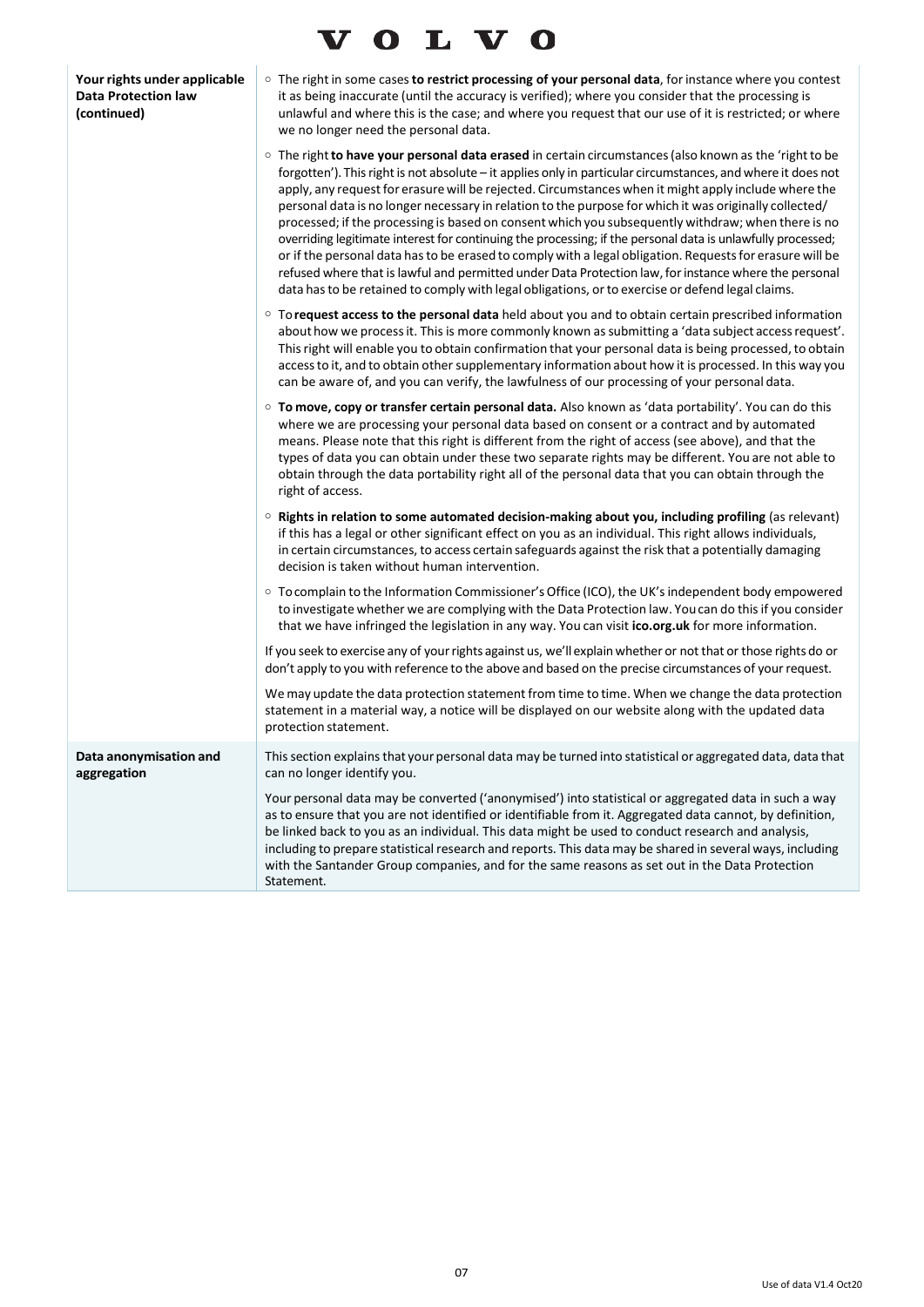| | |
|---|---|
| **Your rights under applicable Data Protection law (continued)** | ◦ The right in some cases **to restrict processing of your personal data**, for instance where you contest it as being inaccurate (until the accuracy is verified); where you consider that the processing is unlawful and where this is the case; and where you request that our use of it is restricted; or where we no longer need the personal data.<br><br>◦ The right **to have your personal data erased** in certain circumstances (also known as the 'right to be forgotten'). This right is not absolute – it applies only in particular circumstances, and where it does not apply, any request for erasure will be rejected. Circumstances when it might apply include where the personal data is no longer necessary in relation to the purpose for which it was originally collected/ processed; if the processing is based on consent which you subsequently withdraw; when there is no overriding legitimate interest for continuing the processing; if the personal data is unlawfully processed; or if the personal data has to be erased to comply with a legal obligation. Requests for erasure will be refused where that is lawful and permitted under Data Protection law, for instance where the personal data has to be retained to comply with legal obligations, or to exercise or defend legal claims.<br><br>◦ To **request access to the personal data** held about you and to obtain certain prescribed information about how we process it. This is more commonly known as submitting a 'data subject access request'. This right will enable you to obtain confirmation that your personal data is being processed, to obtain access to it, and to obtain other supplementary information about how it is processed. In this way you can be aware of, and you can verify, the lawfulness of our processing of your personal data.<br><br>◦ **To move, copy or transfer certain personal data.** Also known as 'data portability'. You can do this where we are processing your personal data based on consent or a contract and by automated means. Please note that this right is different from the right of access (see above), and that the types of data you can obtain under these two separate rights may be different. You are not able to obtain through the data portability right all of the personal data that you can obtain through the right of access.<br><br>◦ **Rights in relation to some automated decision-making about you, including profiling** (as relevant) if this has a legal or other significant effect on you as an individual. This right allows individuals, in certain circumstances, to access certain safeguards against the risk that a potentially damaging decision is taken without human intervention.<br><br>◦ To complain to the Information Commissioner's Office (ICO), the UK's independent body empowered to investigate whether we are complying with the Data Protection law. You can do this if you consider that we have infringed the legislation in any way. You can visit **ico.org.uk** for more information.<br><br>If you seek to exercise any of your rights against us, we'll explain whether or not that or those rights do or don't apply to you with reference to the above and based on the precise circumstances of your request.<br><br>We may update the data protection statement from time to time. When we change the data protection statement in a material way, a notice will be displayed on our website along with the updated data protection statement. |
| **Data anonymisation and aggregation** | This section explains that your personal data may be turned into statistical or aggregated data, data that can no longer identify you.<br><br>Your personal data may be converted ('anonymised') into statistical or aggregated data in such a way as to ensure that you are not identified or identifiable from it. Aggregated data cannot, by definition, be linked back to you as an individual. This data might be used to conduct research and analysis, including to prepare statistical research and reports. This data may be shared in several ways, including with the Santander Group companies, and for the same reasons as set out in the Data Protection Statement. |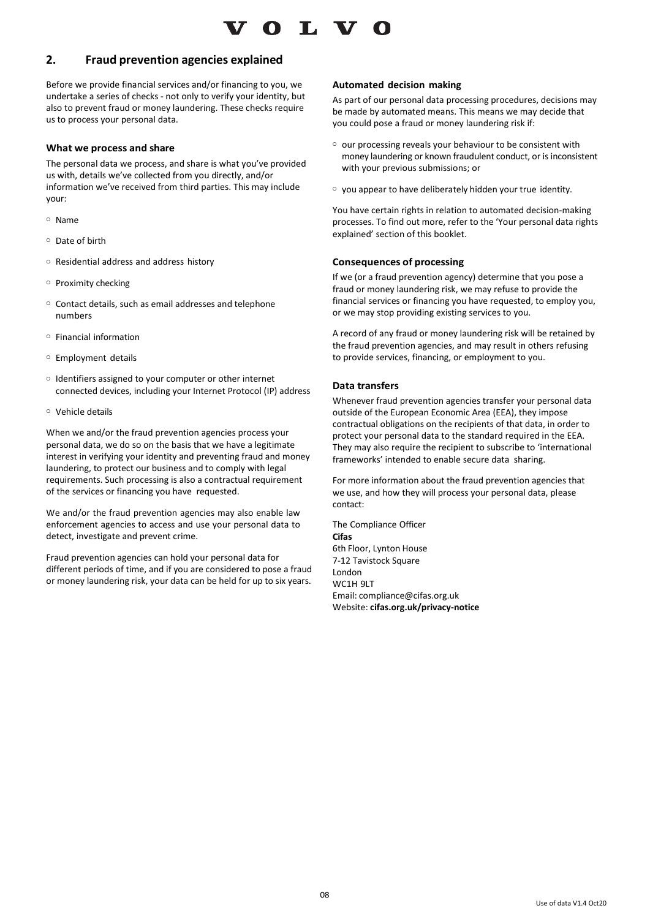## 2. Fraud prevention agencies explained

Before we provide financial services and/or financing to you, we undertake a series of checks - not only to verify your identity, but also to prevent fraud or money laundering. These checks require us to process your personal data.

### What we process and share

The personal data we process, and share is what you've provided us with, details we've collected from you directly, and/or information we've received from third parties. This may include your:

- Name
- Date of birth
- Residential address and address history
- Proximity checking
- Contact details, such as email addresses and telephone numbers
- Financial information
- Employment details
- Identifiers assigned to your computer or other internet connected devices, including your Internet Protocol (IP) address
- Vehicle details

When we and/or the fraud prevention agencies process your personal data, we do so on the basis that we have a legitimate interest in verifying your identity and preventing fraud and money laundering, to protect our business and to comply with legal requirements. Such processing is also a contractual requirement of the services or financing you have requested.

We and/or the fraud prevention agencies may also enable law enforcement agencies to access and use your personal data to detect, investigate and prevent crime.

Fraud prevention agencies can hold your personal data for different periods of time, and if you are considered to pose a fraud or money laundering risk, your data can be held for up to six years.

### Automated decision making

As part of our personal data processing procedures, decisions may be made by automated means. This means we may decide that you could pose a fraud or money laundering risk if:

- our processing reveals your behaviour to be consistent with money laundering or known fraudulent conduct, or is inconsistent with your previous submissions; or
- you appear to have deliberately hidden your true identity.

You have certain rights in relation to automated decision-making processes. To find out more, refer to the 'Your personal data rights explained' section of this booklet.

### Consequences of processing

If we (or a fraud prevention agency) determine that you pose a fraud or money laundering risk, we may refuse to provide the financial services or financing you have requested, to employ you, or we may stop providing existing services to you.

A record of any fraud or money laundering risk will be retained by the fraud prevention agencies, and may result in others refusing to provide services, financing, or employment to you.

### Data transfers

Whenever fraud prevention agencies transfer your personal data outside of the European Economic Area (EEA), they impose contractual obligations on the recipients of that data, in order to protect your personal data to the standard required in the EEA. They may also require the recipient to subscribe to 'international frameworks' intended to enable secure data sharing.

For more information about the fraud prevention agencies that we use, and how they will process your personal data, please contact:

The Compliance Officer
**Cifas**
6th Floor, Lynton House
7-12 Tavistock Square
London
WC1H 9LT
Email: compliance@cifas.org.uk
Website: **cifas.org.uk/privacy-notice**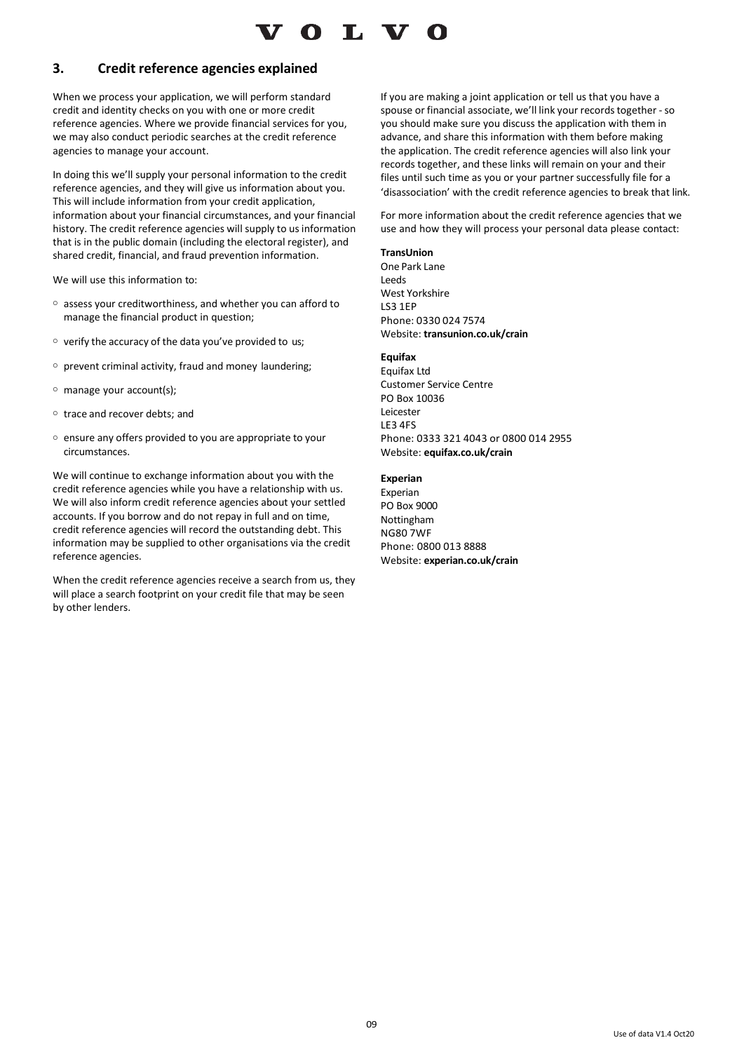## 3. Credit reference agencies explained

When we process your application, we will perform standard credit and identity checks on you with one or more credit reference agencies. Where we provide financial services for you, we may also conduct periodic searches at the credit reference agencies to manage your account.

In doing this we'll supply your personal information to the credit reference agencies, and they will give us information about you. This will include information from your credit application, information about your financial circumstances, and your financial history. The credit reference agencies will supply to us information that is in the public domain (including the electoral register), and shared credit, financial, and fraud prevention information.

We will use this information to:

- assess your creditworthiness, and whether you can afford to manage the financial product in question;
- verify the accuracy of the data you've provided to us;
- prevent criminal activity, fraud and money laundering;
- manage your account(s);
- trace and recover debts; and
- ensure any offers provided to you are appropriate to your circumstances.

We will continue to exchange information about you with the credit reference agencies while you have a relationship with us. We will also inform credit reference agencies about your settled accounts. If you borrow and do not repay in full and on time, credit reference agencies will record the outstanding debt. This information may be supplied to other organisations via the credit reference agencies.

When the credit reference agencies receive a search from us, they will place a search footprint on your credit file that may be seen by other lenders.

If you are making a joint application or tell us that you have a spouse or financial associate, we'll link your records together - so you should make sure you discuss the application with them in advance, and share this information with them before making the application. The credit reference agencies will also link your records together, and these links will remain on your and their files until such time as you or your partner successfully file for a 'disassociation' with the credit reference agencies to break that link.

For more information about the credit reference agencies that we use and how they will process your personal data please contact:

**TransUnion**
One Park Lane
Leeds
West Yorkshire
LS3 1EP
Phone: 0330 024 7574
Website: **transunion.co.uk/crain**

**Equifax**
Equifax Ltd
Customer Service Centre
PO Box 10036
Leicester
LE3 4FS
Phone: 0333 321 4043 or 0800 014 2955
Website: **equifax.co.uk/crain**

**Experian**
Experian
PO Box 9000
Nottingham
NG80 7WF
Phone: 0800 013 8888
Website: **experian.co.uk/crain**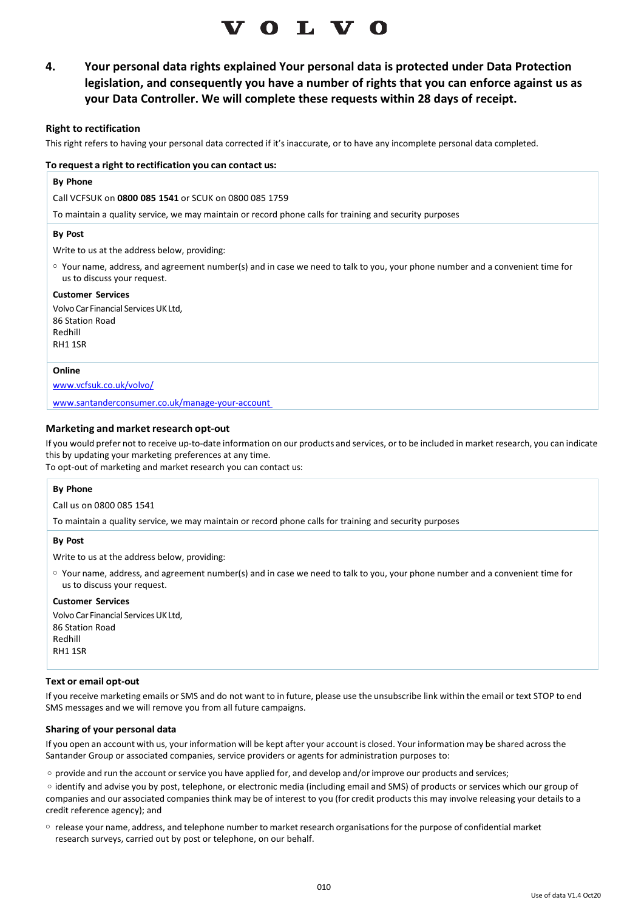## 4. Your personal data rights explained Your personal data is protected under Data Protection legislation, and consequently you have a number of rights that you can enforce against us as your Data Controller. We will complete these requests within 28 days of receipt.

### Right to rectification

This right refers to having your personal data corrected if it's inaccurate, or to have any incomplete personal data completed.

**To request a right to rectification you can contact us:**

**By Phone**

Call VCFSUK on **0800 085 1541** or SCUK on 0800 085 1759

To maintain a quality service, we may maintain or record phone calls for training and security purposes

**By Post**

Write to us at the address below, providing:

- Your name, address, and agreement number(s) and in case we need to talk to you, your phone number and a convenient time for us to discuss your request.

**Customer Services**
Volvo Car Financial Services UK Ltd,
86 Station Road
Redhill
RH1 1SR

**Online**

www.vcfsuk.co.uk/volvo/

www.santanderconsumer.co.uk/manage-your-account

### Marketing and market research opt-out

If you would prefer not to receive up-to-date information on our products and services, or to be included in market research, you can indicate this by updating your marketing preferences at any time.
To opt-out of marketing and market research you can contact us:

**By Phone**

Call us on 0800 085 1541

To maintain a quality service, we may maintain or record phone calls for training and security purposes

**By Post**

Write to us at the address below, providing:

- Your name, address, and agreement number(s) and in case we need to talk to you, your phone number and a convenient time for us to discuss your request.

**Customer Services**
Volvo Car Financial Services UK Ltd,
86 Station Road
Redhill
RH1 1SR

### Text or email opt-out

If you receive marketing emails or SMS and do not want to in future, please use the unsubscribe link within the email or text STOP to end SMS messages and we will remove you from all future campaigns.

### Sharing of your personal data

If you open an account with us, your information will be kept after your account is closed. Your information may be shared across the Santander Group or associated companies, service providers or agents for administration purposes to:

- provide and run the account or service you have applied for, and develop and/or improve our products and services;
- identify and advise you by post, telephone, or electronic media (including email and SMS) of products or services which our group of companies and our associated companies think may be of interest to you (for credit products this may involve releasing your details to a credit reference agency); and
- release your name, address, and telephone number to market research organisations for the purpose of confidential market research surveys, carried out by post or telephone, on our behalf.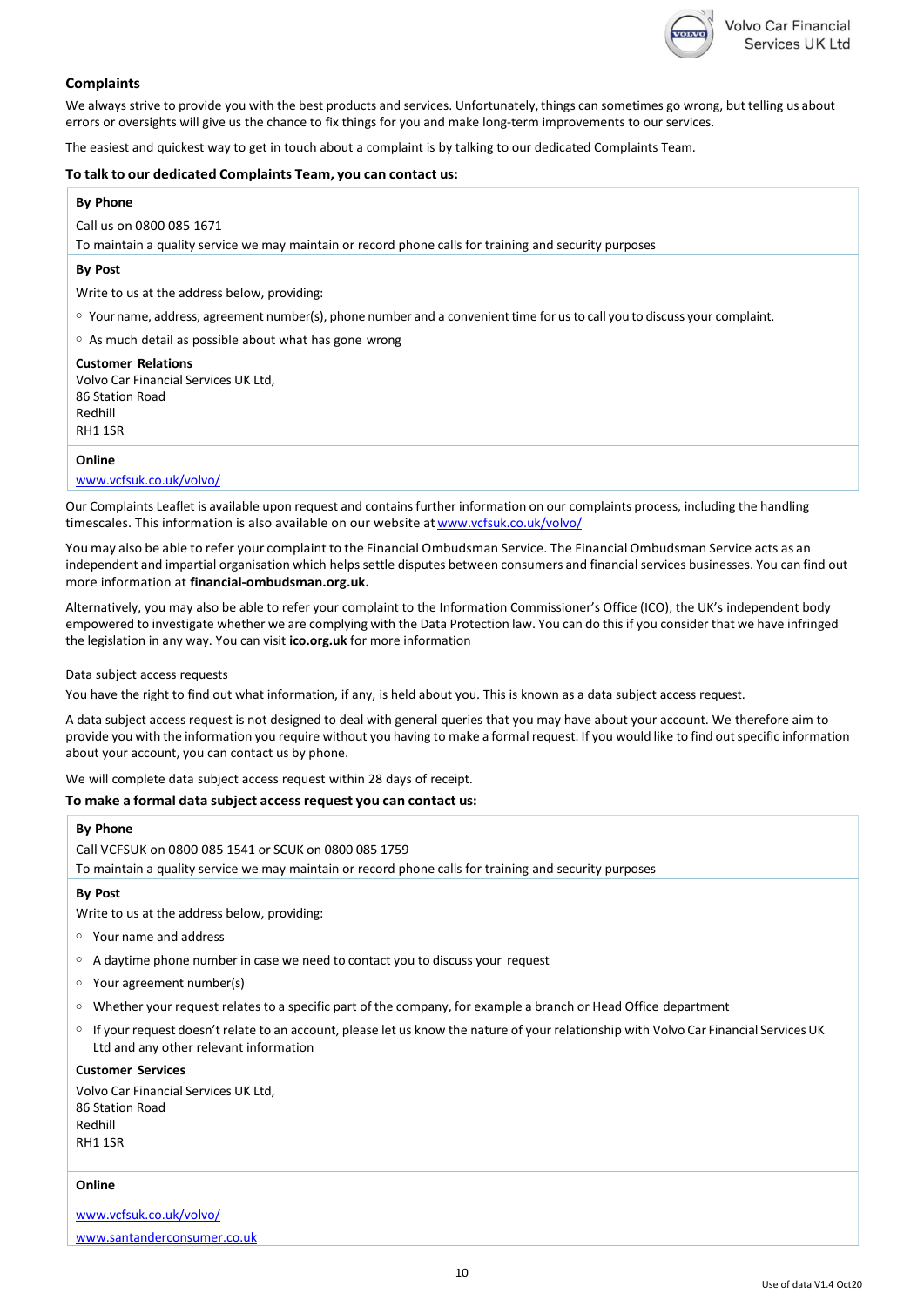## Complaints

We always strive to provide you with the best products and services. Unfortunately, things can sometimes go wrong, but telling us about errors or oversights will give us the chance to fix things for you and make long-term improvements to our services.

The easiest and quickest way to get in touch about a complaint is by talking to our dedicated Complaints Team.

**To talk to our dedicated Complaints Team, you can contact us:**

**By Phone**

Call us on 0800 085 1671
To maintain a quality service we may maintain or record phone calls for training and security purposes

**By Post**

Write to us at the address below, providing:

- Your name, address, agreement number(s), phone number and a convenient time for us to call you to discuss your complaint.
- As much detail as possible about what has gone wrong

**Customer Relations**
Volvo Car Financial Services UK Ltd,
86 Station Road
Redhill
RH1 1SR

**Online**

www.vcfsuk.co.uk/volvo/

Our Complaints Leaflet is available upon request and contains further information on our complaints process, including the handling timescales. This information is also available on our website at www.vcfsuk.co.uk/volvo/

You may also be able to refer your complaint to the Financial Ombudsman Service. The Financial Ombudsman Service acts as an independent and impartial organisation which helps settle disputes between consumers and financial services businesses. You can find out more information at **financial-ombudsman.org.uk.**

Alternatively, you may also be able to refer your complaint to the Information Commissioner's Office (ICO), the UK's independent body empowered to investigate whether we are complying with the Data Protection law. You can do this if you consider that we have infringed the legislation in any way. You can visit **ico.org.uk** for more information

Data subject access requests

You have the right to find out what information, if any, is held about you. This is known as a data subject access request.

A data subject access request is not designed to deal with general queries that you may have about your account. We therefore aim to provide you with the information you require without you having to make a formal request. If you would like to find out specific information about your account, you can contact us by phone.

We will complete data subject access request within 28 days of receipt.

**To make a formal data subject access request you can contact us:**

**By Phone**

Call VCFSUK on 0800 085 1541 or SCUK on 0800 085 1759
To maintain a quality service we may maintain or record phone calls for training and security purposes

**By Post**

Write to us at the address below, providing:

- Your name and address
- A daytime phone number in case we need to contact you to discuss your request
- Your agreement number(s)
- Whether your request relates to a specific part of the company, for example a branch or Head Office department
- If your request doesn't relate to an account, please let us know the nature of your relationship with Volvo Car Financial Services UK Ltd and any other relevant information

**Customer Services**

Volvo Car Financial Services UK Ltd,
86 Station Road
Redhill
RH1 1SR

**Online**

www.vcfsuk.co.uk/volvo/

www.santanderconsumer.co.uk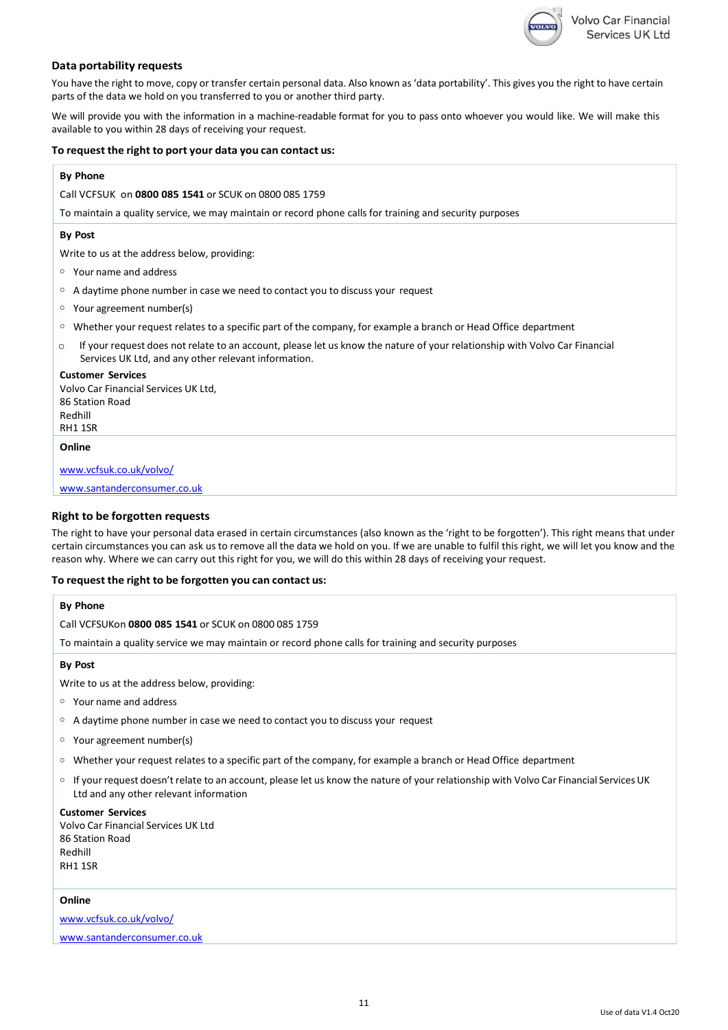## Data portability requests

You have the right to move, copy or transfer certain personal data. Also known as 'data portability'. This gives you the right to have certain parts of the data we hold on you transferred to you or another third party.

We will provide you with the information in a machine-readable format for you to pass onto whoever you would like. We will make this available to you within 28 days of receiving your request.

**To request the right to port your data you can contact us:**

**By Phone**

Call VCFSUK on **0800 085 1541** or SCUK on 0800 085 1759

To maintain a quality service, we may maintain or record phone calls for training and security purposes

**By Post**

Write to us at the address below, providing:

- Your name and address
- A daytime phone number in case we need to contact you to discuss your request
- Your agreement number(s)
- Whether your request relates to a specific part of the company, for example a branch or Head Office department
- If your request does not relate to an account, please let us know the nature of your relationship with Volvo Car Financial Services UK Ltd, and any other relevant information.

**Customer Services**
Volvo Car Financial Services UK Ltd,
86 Station Road
Redhill
RH1 1SR

**Online**

www.vcfsuk.co.uk/volvo/

www.santanderconsumer.co.uk

## Right to be forgotten requests

The right to have your personal data erased in certain circumstances (also known as the 'right to be forgotten'). This right means that under certain circumstances you can ask us to remove all the data we hold on you. If we are unable to fulfil this right, we will let you know and the reason why. Where we can carry out this right for you, we will do this within 28 days of receiving your request.

**To request the right to be forgotten you can contact us:**

**By Phone**

Call VCFSUKon **0800 085 1541** or SCUK on 0800 085 1759

To maintain a quality service we may maintain or record phone calls for training and security purposes

**By Post**

Write to us at the address below, providing:

- Your name and address
- A daytime phone number in case we need to contact you to discuss your request
- Your agreement number(s)
- Whether your request relates to a specific part of the company, for example a branch or Head Office department
- If your request doesn't relate to an account, please let us know the nature of your relationship with Volvo Car Financial Services UK Ltd and any other relevant information

**Customer Services**
Volvo Car Financial Services UK Ltd
86 Station Road
Redhill
RH1 1SR

**Online**

www.vcfsuk.co.uk/volvo/

www.santanderconsumer.co.uk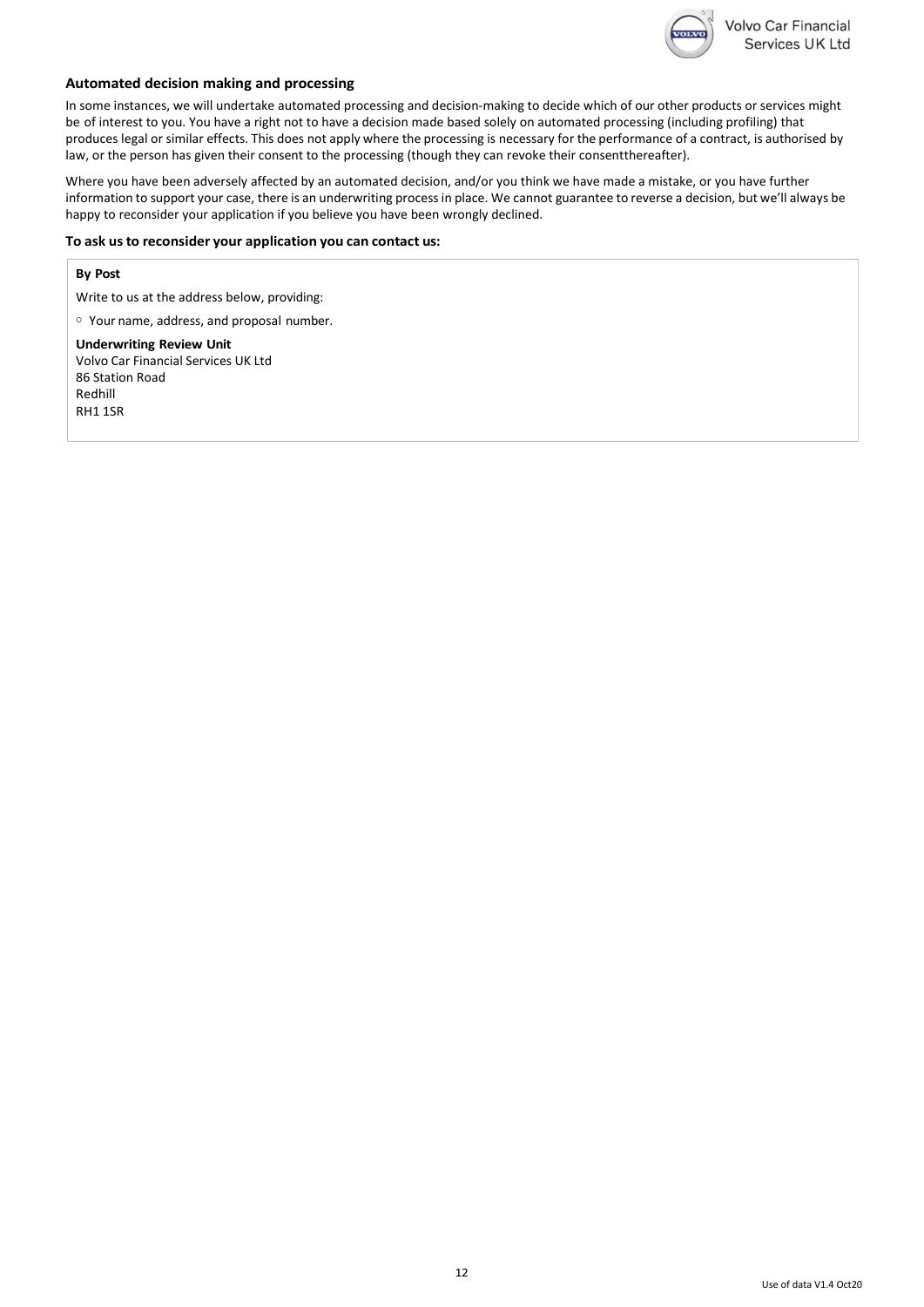## Automated decision making and processing

In some instances, we will undertake automated processing and decision-making to decide which of our other products or services might be of interest to you. You have a right not to have a decision made based solely on automated processing (including profiling) that produces legal or similar effects. This does not apply where the processing is necessary for the performance of a contract, is authorised by law, or the person has given their consent to the processing (though they can revoke their consentthereafter).

Where you have been adversely affected by an automated decision, and/or you think we have made a mistake, or you have further information to support your case, there is an underwriting process in place. We cannot guarantee to reverse a decision, but we'll always be happy to reconsider your application if you believe you have been wrongly declined.

**To ask us to reconsider your application you can contact us:**

**By Post**

Write to us at the address below, providing:

- Your name, address, and proposal number.

**Underwriting Review Unit**
Volvo Car Financial Services UK Ltd
86 Station Road
Redhill
RH1 1SR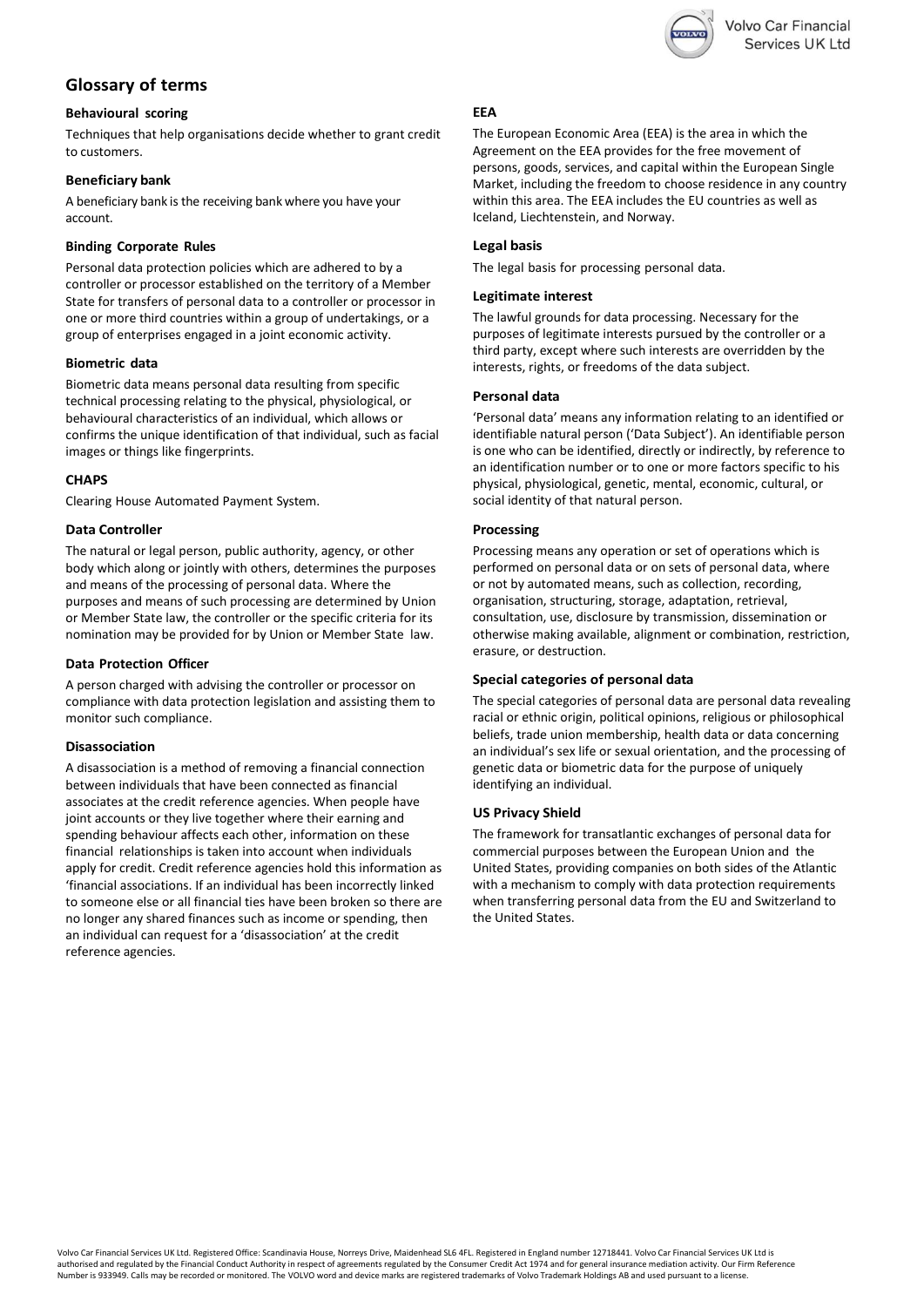## Glossary of terms

### Behavioural scoring

Techniques that help organisations decide whether to grant credit to customers.

### Beneficiary bank

A beneficiary bank is the receiving bank where you have your account.

### Binding Corporate Rules

Personal data protection policies which are adhered to by a controller or processor established on the territory of a Member State for transfers of personal data to a controller or processor in one or more third countries within a group of undertakings, or a group of enterprises engaged in a joint economic activity.

### Biometric data

Biometric data means personal data resulting from specific technical processing relating to the physical, physiological, or behavioural characteristics of an individual, which allows or confirms the unique identification of that individual, such as facial images or things like fingerprints.

### CHAPS

Clearing House Automated Payment System.

### Data Controller

The natural or legal person, public authority, agency, or other body which along or jointly with others, determines the purposes and means of the processing of personal data. Where the purposes and means of such processing are determined by Union or Member State law, the controller or the specific criteria for its nomination may be provided for by Union or Member State law.

### Data Protection Officer

A person charged with advising the controller or processor on compliance with data protection legislation and assisting them to monitor such compliance.

### Disassociation

A disassociation is a method of removing a financial connection between individuals that have been connected as financial associates at the credit reference agencies. When people have joint accounts or they live together where their earning and spending behaviour affects each other, information on these financial relationships is taken into account when individuals apply for credit. Credit reference agencies hold this information as 'financial associations. If an individual has been incorrectly linked to someone else or all financial ties have been broken so there are no longer any shared finances such as income or spending, then an individual can request for a 'disassociation' at the credit reference agencies.

### EEA

The European Economic Area (EEA) is the area in which the Agreement on the EEA provides for the free movement of persons, goods, services, and capital within the European Single Market, including the freedom to choose residence in any country within this area. The EEA includes the EU countries as well as Iceland, Liechtenstein, and Norway.

### Legal basis

The legal basis for processing personal data.

### Legitimate interest

The lawful grounds for data processing. Necessary for the purposes of legitimate interests pursued by the controller or a third party, except where such interests are overridden by the interests, rights, or freedoms of the data subject.

### Personal data

'Personal data' means any information relating to an identified or identifiable natural person ('Data Subject'). An identifiable person is one who can be identified, directly or indirectly, by reference to an identification number or to one or more factors specific to his physical, physiological, genetic, mental, economic, cultural, or social identity of that natural person.

### Processing

Processing means any operation or set of operations which is performed on personal data or on sets of personal data, where or not by automated means, such as collection, recording, organisation, structuring, storage, adaptation, retrieval, consultation, use, disclosure by transmission, dissemination or otherwise making available, alignment or combination, restriction, erasure, or destruction.

### Special categories of personal data

The special categories of personal data are personal data revealing racial or ethnic origin, political opinions, religious or philosophical beliefs, trade union membership, health data or data concerning an individual's sex life or sexual orientation, and the processing of genetic data or biometric data for the purpose of uniquely identifying an individual.

### US Privacy Shield

The framework for transatlantic exchanges of personal data for commercial purposes between the European Union and the United States, providing companies on both sides of the Atlantic with a mechanism to comply with data protection requirements when transferring personal data from the EU and Switzerland to the United States.

Volvo Car Financial Services UK Ltd. Registered Office: Scandinavia House, Norreys Drive, Maidenhead SL6 4FL. Registered in England number 12718441. Volvo Car Financial Services UK Ltd is authorised and regulated by the Financial Conduct Authority in respect of agreements regulated by the Consumer Credit Act 1974 and for general insurance mediation activity. Our Firm Reference Number is 933949. Calls may be recorded or monitored. The VOLVO word and device marks are registered trademarks of Volvo Trademark Holdings AB and used pursuant to a license.